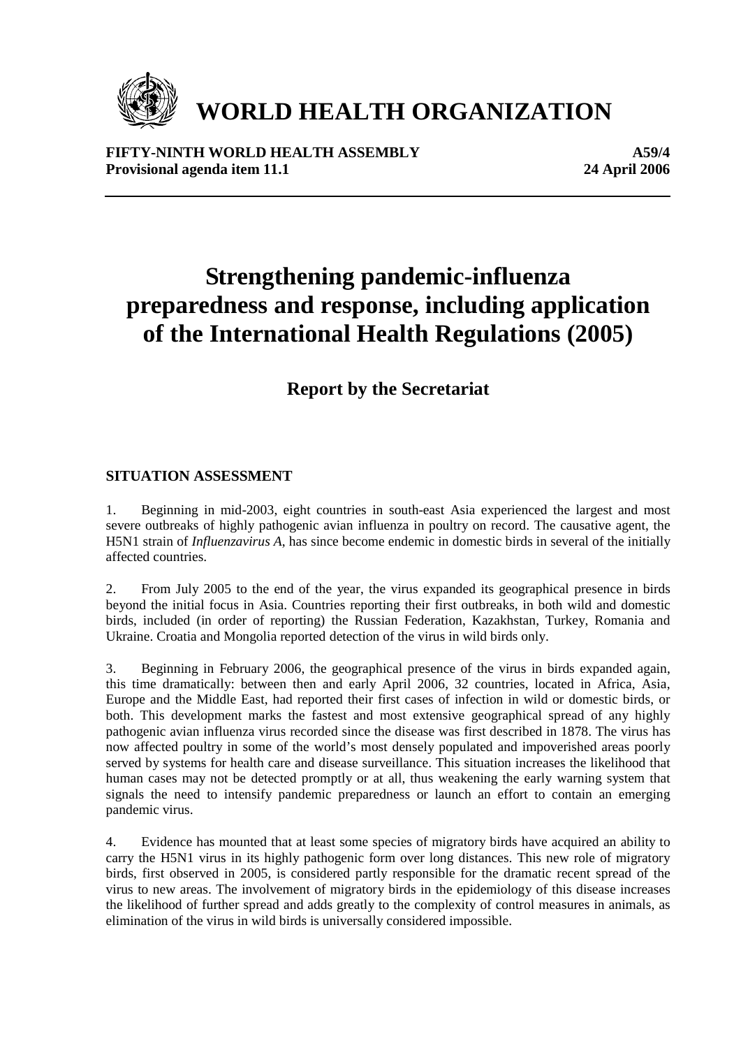# WORLD HEALTH ORGANIZATION

**FIFTY-NINTH WORLD HEALTH ASSEMBLY** **A59/4**
**Provisional agenda item 11.1** **24 April 2006**

# Strengthening pandemic-influenza preparedness and response, including application of the International Health Regulations (2005)

## Report by the Secretariat

### SITUATION ASSESSMENT

1. Beginning in mid-2003, eight countries in south-east Asia experienced the largest and most severe outbreaks of highly pathogenic avian influenza in poultry on record. The causative agent, the H5N1 strain of *Influenzavirus A*, has since become endemic in domestic birds in several of the initially affected countries.

2. From July 2005 to the end of the year, the virus expanded its geographical presence in birds beyond the initial focus in Asia. Countries reporting their first outbreaks, in both wild and domestic birds, included (in order of reporting) the Russian Federation, Kazakhstan, Turkey, Romania and Ukraine. Croatia and Mongolia reported detection of the virus in wild birds only.

3. Beginning in February 2006, the geographical presence of the virus in birds expanded again, this time dramatically: between then and early April 2006, 32 countries, located in Africa, Asia, Europe and the Middle East, had reported their first cases of infection in wild or domestic birds, or both. This development marks the fastest and most extensive geographical spread of any highly pathogenic avian influenza virus recorded since the disease was first described in 1878. The virus has now affected poultry in some of the world's most densely populated and impoverished areas poorly served by systems for health care and disease surveillance. This situation increases the likelihood that human cases may not be detected promptly or at all, thus weakening the early warning system that signals the need to intensify pandemic preparedness or launch an effort to contain an emerging pandemic virus.

4. Evidence has mounted that at least some species of migratory birds have acquired an ability to carry the H5N1 virus in its highly pathogenic form over long distances. This new role of migratory birds, first observed in 2005, is considered partly responsible for the dramatic recent spread of the virus to new areas. The involvement of migratory birds in the epidemiology of this disease increases the likelihood of further spread and adds greatly to the complexity of control measures in animals, as elimination of the virus in wild birds is universally considered impossible.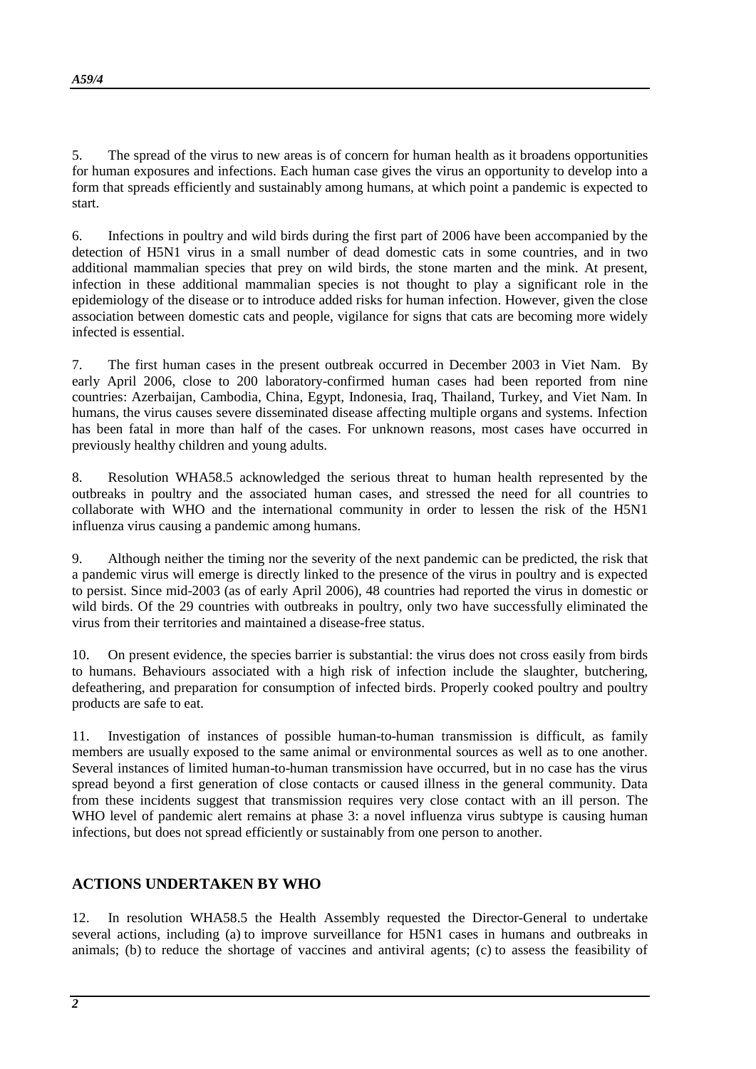5. The spread of the virus to new areas is of concern for human health as it broadens opportunities for human exposures and infections. Each human case gives the virus an opportunity to develop into a form that spreads efficiently and sustainably among humans, at which point a pandemic is expected to start.

6. Infections in poultry and wild birds during the first part of 2006 have been accompanied by the detection of H5N1 virus in a small number of dead domestic cats in some countries, and in two additional mammalian species that prey on wild birds, the stone marten and the mink. At present, infection in these additional mammalian species is not thought to play a significant role in the epidemiology of the disease or to introduce added risks for human infection. However, given the close association between domestic cats and people, vigilance for signs that cats are becoming more widely infected is essential.

7. The first human cases in the present outbreak occurred in December 2003 in Viet Nam. By early April 2006, close to 200 laboratory-confirmed human cases had been reported from nine countries: Azerbaijan, Cambodia, China, Egypt, Indonesia, Iraq, Thailand, Turkey, and Viet Nam. In humans, the virus causes severe disseminated disease affecting multiple organs and systems. Infection has been fatal in more than half of the cases. For unknown reasons, most cases have occurred in previously healthy children and young adults.

8. Resolution WHA58.5 acknowledged the serious threat to human health represented by the outbreaks in poultry and the associated human cases, and stressed the need for all countries to collaborate with WHO and the international community in order to lessen the risk of the H5N1 influenza virus causing a pandemic among humans.

9. Although neither the timing nor the severity of the next pandemic can be predicted, the risk that a pandemic virus will emerge is directly linked to the presence of the virus in poultry and is expected to persist. Since mid-2003 (as of early April 2006), 48 countries had reported the virus in domestic or wild birds. Of the 29 countries with outbreaks in poultry, only two have successfully eliminated the virus from their territories and maintained a disease-free status.

10. On present evidence, the species barrier is substantial: the virus does not cross easily from birds to humans. Behaviours associated with a high risk of infection include the slaughter, butchering, defeathering, and preparation for consumption of infected birds. Properly cooked poultry and poultry products are safe to eat.

11. Investigation of instances of possible human-to-human transmission is difficult, as family members are usually exposed to the same animal or environmental sources as well as to one another. Several instances of limited human-to-human transmission have occurred, but in no case has the virus spread beyond a first generation of close contacts or caused illness in the general community. Data from these incidents suggest that transmission requires very close contact with an ill person. The WHO level of pandemic alert remains at phase 3: a novel influenza virus subtype is causing human infections, but does not spread efficiently or sustainably from one person to another.

## ACTIONS UNDERTAKEN BY WHO

12. In resolution WHA58.5 the Health Assembly requested the Director-General to undertake several actions, including (a) to improve surveillance for H5N1 cases in humans and outbreaks in animals; (b) to reduce the shortage of vaccines and antiviral agents; (c) to assess the feasibility of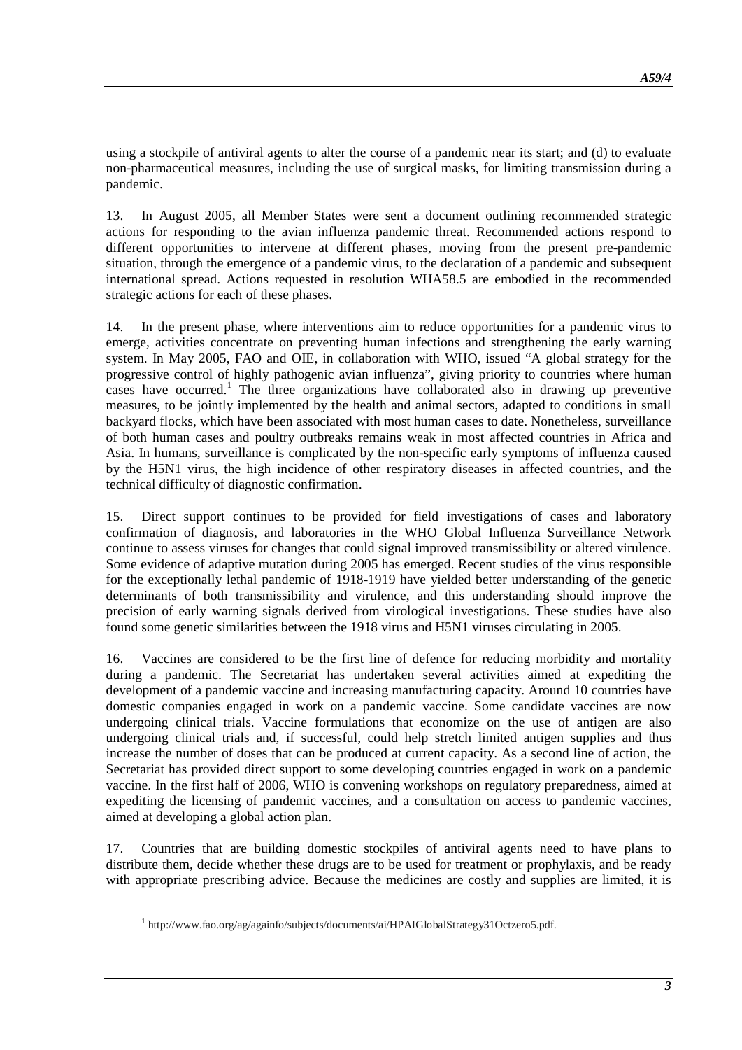using a stockpile of antiviral agents to alter the course of a pandemic near its start; and (d) to evaluate non-pharmaceutical measures, including the use of surgical masks, for limiting transmission during a pandemic.

13. In August 2005, all Member States were sent a document outlining recommended strategic actions for responding to the avian influenza pandemic threat. Recommended actions respond to different opportunities to intervene at different phases, moving from the present pre-pandemic situation, through the emergence of a pandemic virus, to the declaration of a pandemic and subsequent international spread. Actions requested in resolution WHA58.5 are embodied in the recommended strategic actions for each of these phases.

14. In the present phase, where interventions aim to reduce opportunities for a pandemic virus to emerge, activities concentrate on preventing human infections and strengthening the early warning system. In May 2005, FAO and OIE, in collaboration with WHO, issued "A global strategy for the progressive control of highly pathogenic avian influenza", giving priority to countries where human cases have occurred.[1] The three organizations have collaborated also in drawing up preventive measures, to be jointly implemented by the health and animal sectors, adapted to conditions in small backyard flocks, which have been associated with most human cases to date. Nonetheless, surveillance of both human cases and poultry outbreaks remains weak in most affected countries in Africa and Asia. In humans, surveillance is complicated by the non-specific early symptoms of influenza caused by the H5N1 virus, the high incidence of other respiratory diseases in affected countries, and the technical difficulty of diagnostic confirmation.

15. Direct support continues to be provided for field investigations of cases and laboratory confirmation of diagnosis, and laboratories in the WHO Global Influenza Surveillance Network continue to assess viruses for changes that could signal improved transmissibility or altered virulence. Some evidence of adaptive mutation during 2005 has emerged. Recent studies of the virus responsible for the exceptionally lethal pandemic of 1918-1919 have yielded better understanding of the genetic determinants of both transmissibility and virulence, and this understanding should improve the precision of early warning signals derived from virological investigations. These studies have also found some genetic similarities between the 1918 virus and H5N1 viruses circulating in 2005.

16. Vaccines are considered to be the first line of defence for reducing morbidity and mortality during a pandemic. The Secretariat has undertaken several activities aimed at expediting the development of a pandemic vaccine and increasing manufacturing capacity. Around 10 countries have domestic companies engaged in work on a pandemic vaccine. Some candidate vaccines are now undergoing clinical trials. Vaccine formulations that economize on the use of antigen are also undergoing clinical trials and, if successful, could help stretch limited antigen supplies and thus increase the number of doses that can be produced at current capacity. As a second line of action, the Secretariat has provided direct support to some developing countries engaged in work on a pandemic vaccine. In the first half of 2006, WHO is convening workshops on regulatory preparedness, aimed at expediting the licensing of pandemic vaccines, and a consultation on access to pandemic vaccines, aimed at developing a global action plan.

17. Countries that are building domestic stockpiles of antiviral agents need to have plans to distribute them, decide whether these drugs are to be used for treatment or prophylaxis, and be ready with appropriate prescribing advice. Because the medicines are costly and supplies are limited, it is

---

[1] http://www.fao.org/ag/againfo/subjects/documents/ai/HPAIGlobalStrategy31Octzero5.pdf.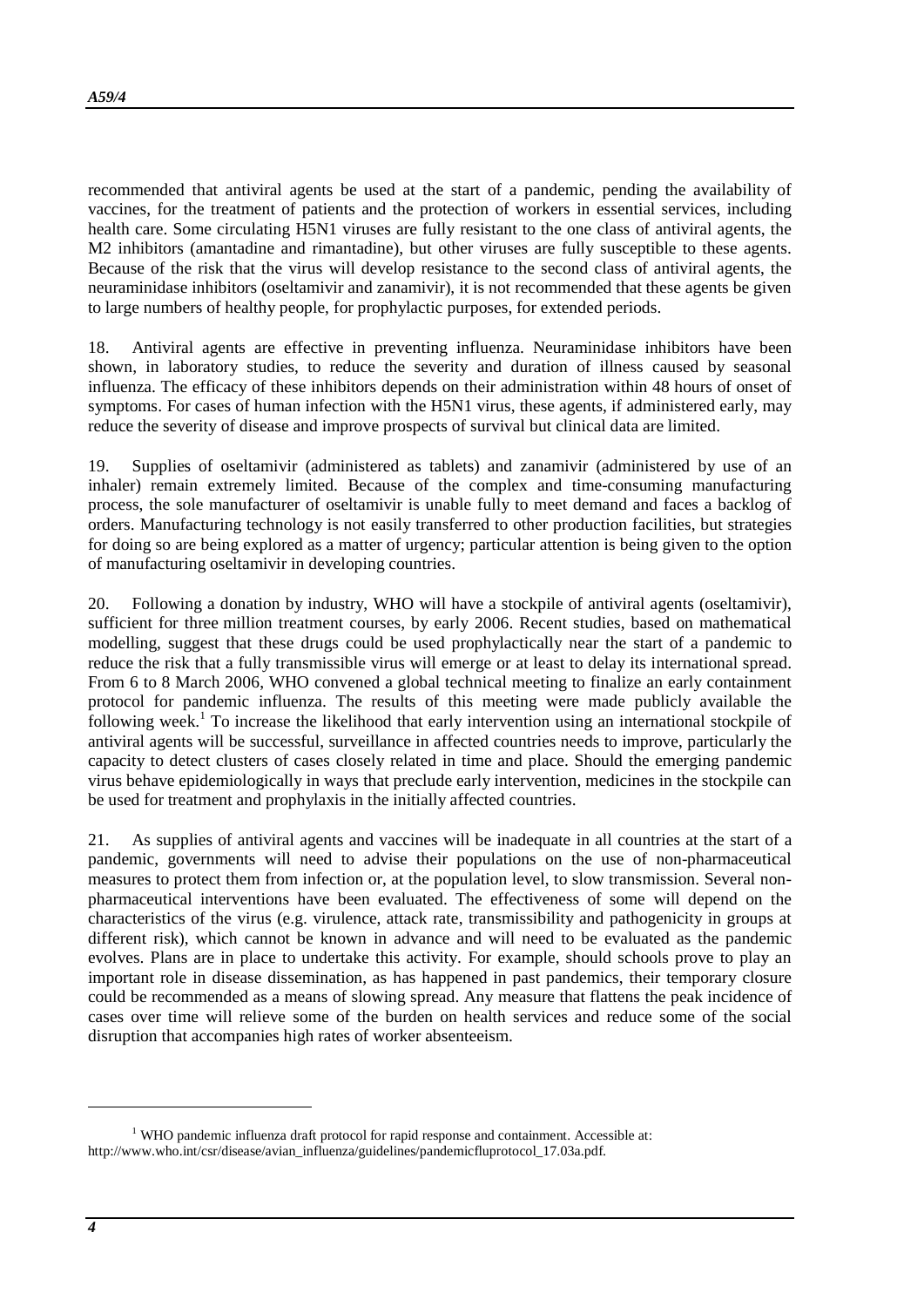recommended that antiviral agents be used at the start of a pandemic, pending the availability of vaccines, for the treatment of patients and the protection of workers in essential services, including health care. Some circulating H5N1 viruses are fully resistant to the one class of antiviral agents, the M2 inhibitors (amantadine and rimantadine), but other viruses are fully susceptible to these agents. Because of the risk that the virus will develop resistance to the second class of antiviral agents, the neuraminidase inhibitors (oseltamivir and zanamivir), it is not recommended that these agents be given to large numbers of healthy people, for prophylactic purposes, for extended periods.

18. Antiviral agents are effective in preventing influenza. Neuraminidase inhibitors have been shown, in laboratory studies, to reduce the severity and duration of illness caused by seasonal influenza. The efficacy of these inhibitors depends on their administration within 48 hours of onset of symptoms. For cases of human infection with the H5N1 virus, these agents, if administered early, may reduce the severity of disease and improve prospects of survival but clinical data are limited.

19. Supplies of oseltamivir (administered as tablets) and zanamivir (administered by use of an inhaler) remain extremely limited. Because of the complex and time-consuming manufacturing process, the sole manufacturer of oseltamivir is unable fully to meet demand and faces a backlog of orders. Manufacturing technology is not easily transferred to other production facilities, but strategies for doing so are being explored as a matter of urgency; particular attention is being given to the option of manufacturing oseltamivir in developing countries.

20. Following a donation by industry, WHO will have a stockpile of antiviral agents (oseltamivir), sufficient for three million treatment courses, by early 2006. Recent studies, based on mathematical modelling, suggest that these drugs could be used prophylactically near the start of a pandemic to reduce the risk that a fully transmissible virus will emerge or at least to delay its international spread. From 6 to 8 March 2006, WHO convened a global technical meeting to finalize an early containment protocol for pandemic influenza. The results of this meeting were made publicly available the following week.[1] To increase the likelihood that early intervention using an international stockpile of antiviral agents will be successful, surveillance in affected countries needs to improve, particularly the capacity to detect clusters of cases closely related in time and place. Should the emerging pandemic virus behave epidemiologically in ways that preclude early intervention, medicines in the stockpile can be used for treatment and prophylaxis in the initially affected countries.

21. As supplies of antiviral agents and vaccines will be inadequate in all countries at the start of a pandemic, governments will need to advise their populations on the use of non-pharmaceutical measures to protect them from infection or, at the population level, to slow transmission. Several non-pharmaceutical interventions have been evaluated. The effectiveness of some will depend on the characteristics of the virus (e.g. virulence, attack rate, transmissibility and pathogenicity in groups at different risk), which cannot be known in advance and will need to be evaluated as the pandemic evolves. Plans are in place to undertake this activity. For example, should schools prove to play an important role in disease dissemination, as has happened in past pandemics, their temporary closure could be recommended as a means of slowing spread. Any measure that flattens the peak incidence of cases over time will relieve some of the burden on health services and reduce some of the social disruption that accompanies high rates of worker absenteeism.

---

[1] WHO pandemic influenza draft protocol for rapid response and containment. Accessible at: http://www.who.int/csr/disease/avian_influenza/guidelines/pandemicfluprotocol_17.03a.pdf.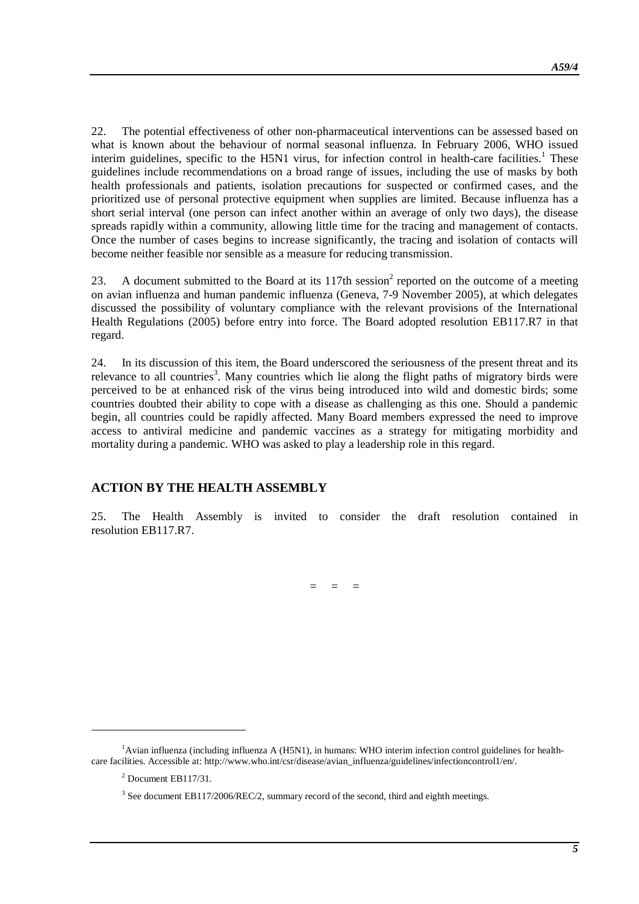22. The potential effectiveness of other non-pharmaceutical interventions can be assessed based on what is known about the behaviour of normal seasonal influenza. In February 2006, WHO issued interim guidelines, specific to the H5N1 virus, for infection control in health-care facilities.[1] These guidelines include recommendations on a broad range of issues, including the use of masks by both health professionals and patients, isolation precautions for suspected or confirmed cases, and the prioritized use of personal protective equipment when supplies are limited. Because influenza has a short serial interval (one person can infect another within an average of only two days), the disease spreads rapidly within a community, allowing little time for the tracing and management of contacts. Once the number of cases begins to increase significantly, the tracing and isolation of contacts will become neither feasible nor sensible as a measure for reducing transmission.

23. A document submitted to the Board at its 117th session[2] reported on the outcome of a meeting on avian influenza and human pandemic influenza (Geneva, 7-9 November 2005), at which delegates discussed the possibility of voluntary compliance with the relevant provisions of the International Health Regulations (2005) before entry into force. The Board adopted resolution EB117.R7 in that regard.

24. In its discussion of this item, the Board underscored the seriousness of the present threat and its relevance to all countries[3]. Many countries which lie along the flight paths of migratory birds were perceived to be at enhanced risk of the virus being introduced into wild and domestic birds; some countries doubted their ability to cope with a disease as challenging as this one. Should a pandemic begin, all countries could be rapidly affected. Many Board members expressed the need to improve access to antiviral medicine and pandemic vaccines as a strategy for mitigating morbidity and mortality during a pandemic. WHO was asked to play a leadership role in this regard.

## ACTION BY THE HEALTH ASSEMBLY

25. The Health Assembly is invited to consider the draft resolution contained in resolution EB117.R7.

= = =

---

[1] Avian influenza (including influenza A (H5N1), in humans: WHO interim infection control guidelines for health-care facilities. Accessible at: http://www.who.int/csr/disease/avian_influenza/guidelines/infectioncontrol1/en/.

[2] Document EB117/31.

[3] See document EB117/2006/REC/2, summary record of the second, third and eighth meetings.